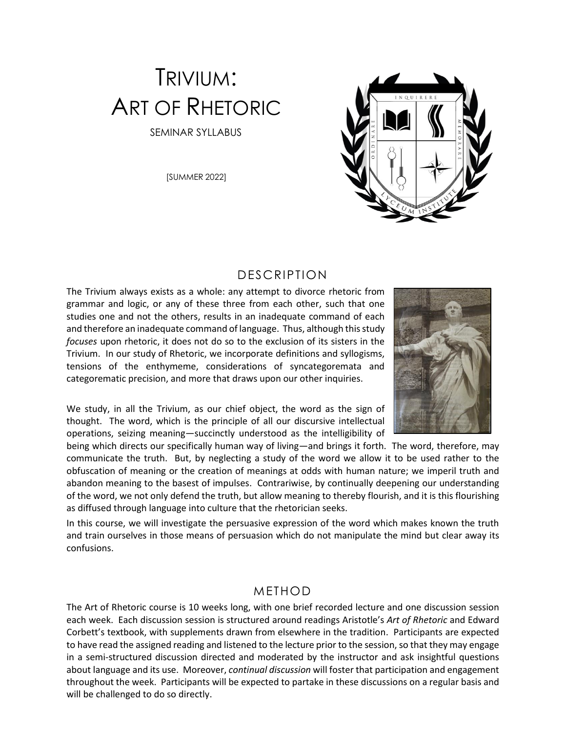# Trivium: Art of Rhetoric

SEMINAR SYLLABUS

[SUMMER 2022]

## Description

The Trivium always exists as a whole: any attempt to divorce rhetoric from grammar and logic, or any of these three from each other, such that one studies one and not the others, results in an inadequate command of each and therefore an inadequate command of language. Thus, although this study *focuses* upon rhetoric, it does not do so to the exclusion of its sisters in the Trivium. In our study of Rhetoric, we incorporate definitions and syllogisms, tensions of the enthymeme, considerations of syncategoremata and categorematic precision, and more that draws upon our other inquiries.

We study, in all the Trivium, as our chief object, the word as the sign of thought. The word, which is the principle of all our discursive intellectual operations, seizing meaning—succinctly understood as the intelligibility of being which directs our specifically human way of living—and brings it forth. The word, therefore, may communicate the truth. But, by neglecting a study of the word we allow it to be used rather to the obfuscation of meaning or the creation of meanings at odds with human nature; we imperil truth and abandon meaning to the basest of impulses. Contrariwise, by continually deepening our understanding of the word, we not only defend the truth, but allow meaning to thereby flourish, and it is this flourishing as diffused through language into culture that the rhetorician seeks.

In this course, we will investigate the persuasive expression of the word which makes known the truth and train ourselves in those means of persuasion which do not manipulate the mind but clear away its confusions.

## Method

The Art of Rhetoric course is 10 weeks long, with one brief recorded lecture and one discussion session each week. Each discussion session is structured around readings Aristotle's *Art of Rhetoric* and Edward Corbett's textbook, with supplements drawn from elsewhere in the tradition. Participants are expected to have read the assigned reading and listened to the lecture prior to the session, so that they may engage in a semi-structured discussion directed and moderated by the instructor and ask insightful questions about language and its use. Moreover, *continual discussion* will foster that participation and engagement throughout the week. Participants will be expected to partake in these discussions on a regular basis and will be challenged to do so directly.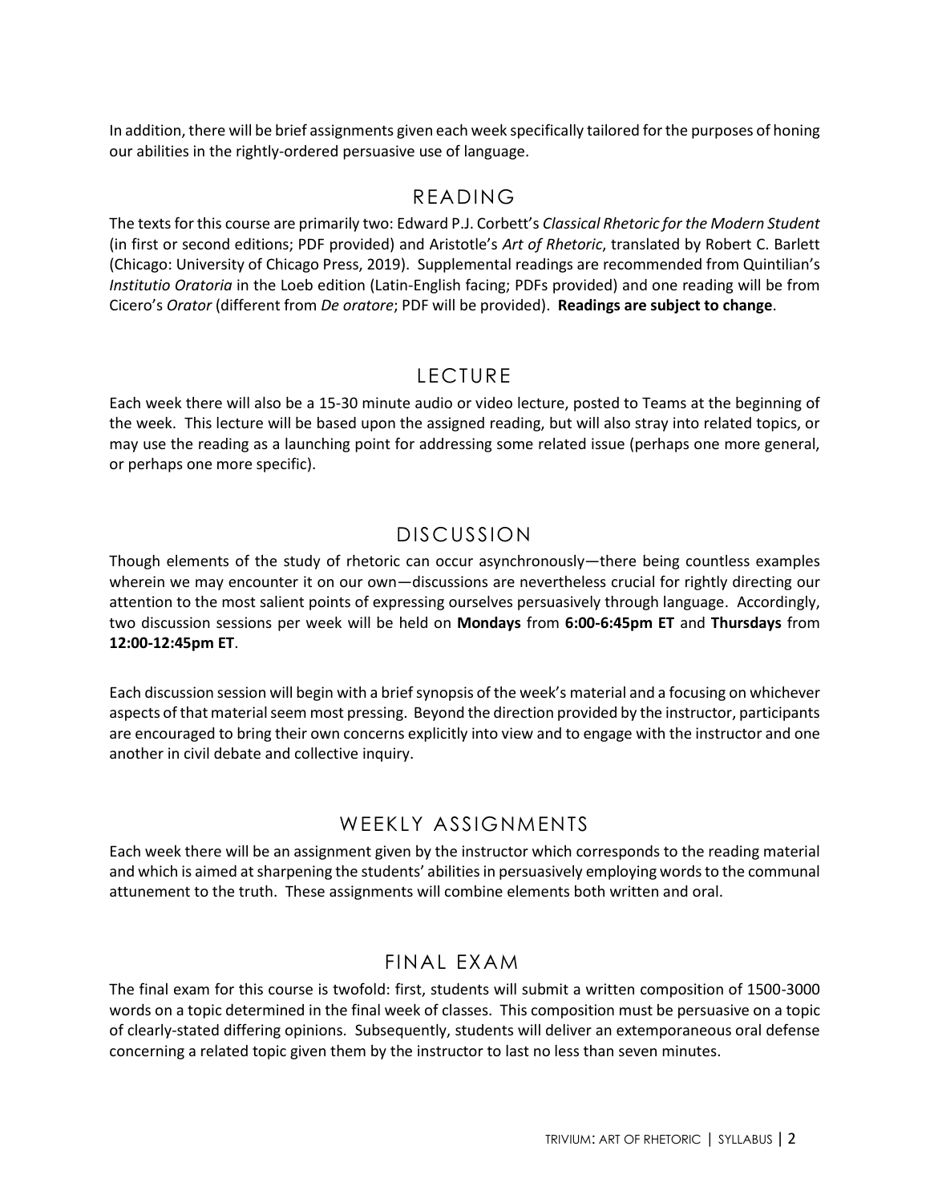In addition, there will be brief assignments given each week specifically tailored for the purposes of honing our abilities in the rightly-ordered persuasive use of language.

## READING

The texts for this course are primarily two: Edward P.J. Corbett's *Classical Rhetoric for the Modern Student* (in first or second editions; PDF provided) and Aristotle's *Art of Rhetoric*, translated by Robert C. Barlett (Chicago: University of Chicago Press, 2019). Supplemental readings are recommended from Quintilian's *Institutio Oratoria* in the Loeb edition (Latin-English facing; PDFs provided) and one reading will be from Cicero's *Orator* (different from *De oratore*; PDF will be provided). **Readings are subject to change**.

## LECTURE

Each week there will also be a 15-30 minute audio or video lecture, posted to Teams at the beginning of the week. This lecture will be based upon the assigned reading, but will also stray into related topics, or may use the reading as a launching point for addressing some related issue (perhaps one more general, or perhaps one more specific).

## DISCUSSION

Though elements of the study of rhetoric can occur asynchronously—there being countless examples wherein we may encounter it on our own—discussions are nevertheless crucial for rightly directing our attention to the most salient points of expressing ourselves persuasively through language. Accordingly, two discussion sessions per week will be held on **Mondays** from **6:00-6:45pm ET** and **Thursdays** from **12:00-12:45pm ET**.

Each discussion session will begin with a brief synopsis of the week's material and a focusing on whichever aspects of that material seem most pressing. Beyond the direction provided by the instructor, participants are encouraged to bring their own concerns explicitly into view and to engage with the instructor and one another in civil debate and collective inquiry.

## WEEKLY ASSIGNMENTS

Each week there will be an assignment given by the instructor which corresponds to the reading material and which is aimed at sharpening the students' abilities in persuasively employing words to the communal attunement to the truth. These assignments will combine elements both written and oral.

## FINAL EXAM

The final exam for this course is twofold: first, students will submit a written composition of 1500-3000 words on a topic determined in the final week of classes. This composition must be persuasive on a topic of clearly-stated differing opinions. Subsequently, students will deliver an extemporaneous oral defense concerning a related topic given them by the instructor to last no less than seven minutes.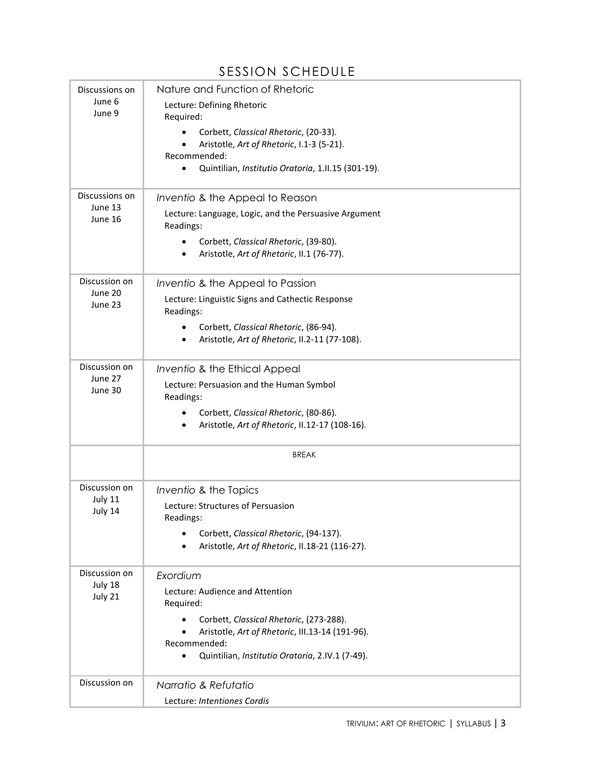## SESSION SCHEDULE

| | |
|---|---|
| Discussions on June 6 June 9 | Nature and Function of Rhetoric<br>Lecture: Defining Rhetoric<br>Required:<br>• Corbett, *Classical Rhetoric*, (20-33).<br>• Aristotle, *Art of Rhetoric*, I.1-3 (5-21).<br>Recommended:<br>• Quintilian, *Institutio Oratoria*, 1.II.15 (301-19). |
| Discussions on June 13 June 16 | *Inventio* & the Appeal to Reason<br>Lecture: Language, Logic, and the Persuasive Argument<br>Readings:<br>• Corbett, *Classical Rhetoric*, (39-80).<br>• Aristotle, *Art of Rhetoric*, II.1 (76-77). |
| Discussion on June 20 June 23 | *Inventio* & the Appeal to Passion<br>Lecture: Linguistic Signs and Cathectic Response<br>Readings:<br>• Corbett, *Classical Rhetoric*, (86-94).<br>• Aristotle, *Art of Rhetoric*, II.2-11 (77-108). |
| Discussion on June 27 June 30 | *Inventio* & the Ethical Appeal<br>Lecture: Persuasion and the Human Symbol<br>Readings:<br>• Corbett, *Classical Rhetoric*, (80-86).<br>• Aristotle, *Art of Rhetoric*, II.12-17 (108-16). |
| | BREAK |
| Discussion on July 11 July 14 | *Inventio* & the Topics<br>Lecture: Structures of Persuasion<br>Readings:<br>• Corbett, *Classical Rhetoric*, (94-137).<br>• Aristotle, *Art of Rhetoric*, II.18-21 (116-27). |
| Discussion on July 18 July 21 | *Exordium*<br>Lecture: Audience and Attention<br>Required:<br>• Corbett, *Classical Rhetoric*, (273-288).<br>• Aristotle, *Art of Rhetoric*, III.13-14 (191-96).<br>Recommended:<br>• Quintilian, *Institutio Oratoria*, 2.IV.1 (7-49). |
| Discussion on | *Narratio & Refutatio*<br>Lecture: *Intentiones Cordis* |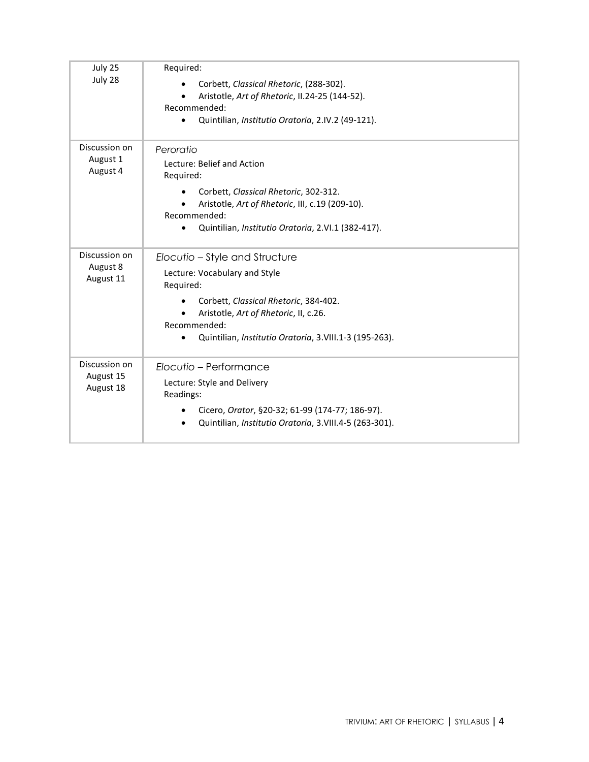| | |
|---|---|
| July 25<br>July 28 | Required:<br>• Corbett, *Classical Rhetoric*, (288-302).<br>• Aristotle, *Art of Rhetoric*, II.24-25 (144-52).<br>Recommended:<br>• Quintilian, *Institutio Oratoria*, 2.IV.2 (49-121). |
| Discussion on<br>August 1<br>August 4 | *Peroratio*<br>Lecture: Belief and Action<br>Required:<br>• Corbett, *Classical Rhetoric*, 302-312.<br>• Aristotle, *Art of Rhetoric*, III, c.19 (209-10).<br>Recommended:<br>• Quintilian, *Institutio Oratoria*, 2.VI.1 (382-417). |
| Discussion on<br>August 8<br>August 11 | *Elocutio* – Style and Structure<br>Lecture: Vocabulary and Style<br>Required:<br>• Corbett, *Classical Rhetoric*, 384-402.<br>• Aristotle, *Art of Rhetoric*, II, c.26.<br>Recommended:<br>• Quintilian, *Institutio Oratoria*, 3.VIII.1-3 (195-263). |
| Discussion on<br>August 15<br>August 18 | *Elocutio* – Performance<br>Lecture: Style and Delivery<br>Readings:<br>• Cicero, *Orator*, §20-32; 61-99 (174-77; 186-97).<br>• Quintilian, *Institutio Oratoria*, 3.VIII.4-5 (263-301). |